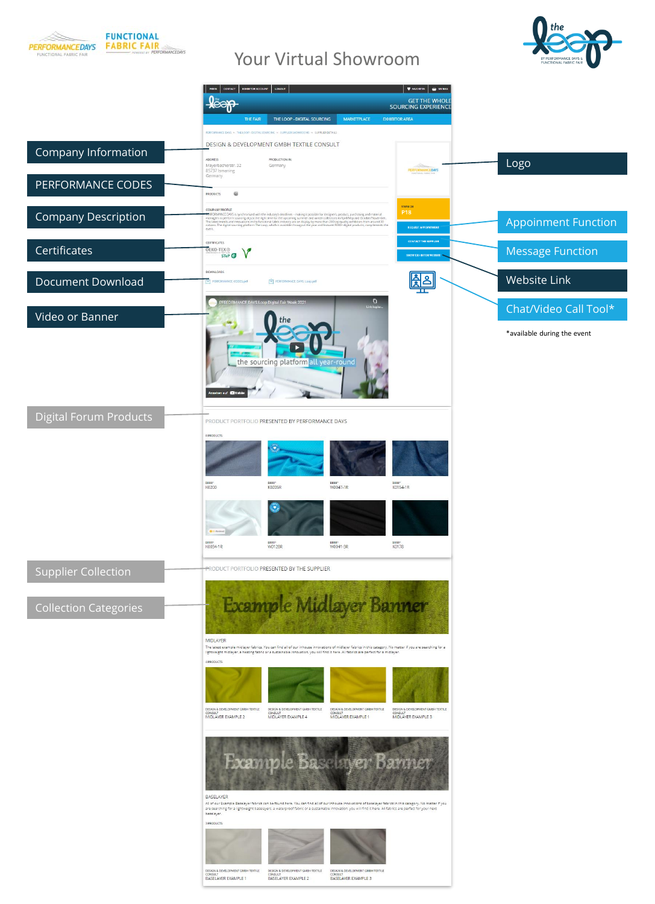PERFORMANCE DAYS FUNCTIONAL FABRIC FAIR

FUNCTIONAL FABRIC FAIR powered by PERFORMANCE DAYS

the loop BY PERFORMANCE DAYS & FUNCTIONAL FABRIC FAIR

# Your Virtual Showroom

- Company Information
- PERFORMANCE CODES
- Company Description
- Certificates
- Document Download
- Video or Banner
- Digital Forum Products
- Supplier Collection
- Collection Categories

- Logo
- Appoinment Function
- Message Function
- Website Link
- Chat/Video Call Tool*

*available during the event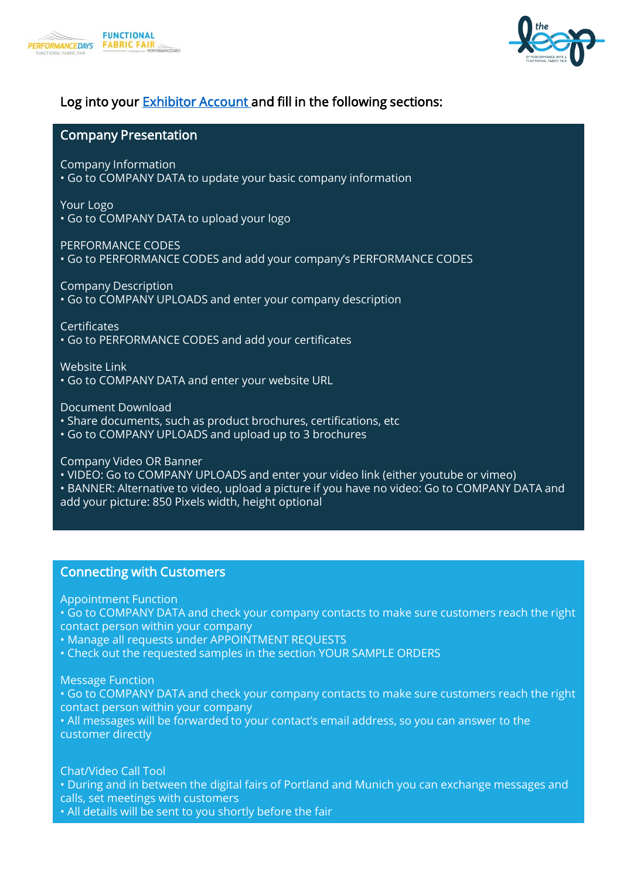Log into your [Exhibitor Account](#) and fill in the following sections:

## Company Presentation

Company Information
- Go to COMPANY DATA to update your basic company information

Your Logo
- Go to COMPANY DATA to upload your logo

PERFORMANCE CODES
- Go to PERFORMANCE CODES and add your company's PERFORMANCE CODES

Company Description
- Go to COMPANY UPLOADS and enter your company description

Certificates
- Go to PERFORMANCE CODES and add your certificates

Website Link
- Go to COMPANY DATA and enter your website URL

Document Download
- Share documents, such as product brochures, certifications, etc
- Go to COMPANY UPLOADS and upload up to 3 brochures

Company Video OR Banner
- VIDEO: Go to COMPANY UPLOADS and enter your video link (either youtube or vimeo)
- BANNER: Alternative to video, upload a picture if you have no video: Go to COMPANY DATA and add your picture: 850 Pixels width, height optional

## Connecting with Customers

Appointment Function
- Go to COMPANY DATA and check your company contacts to make sure customers reach the right contact person within your company
- Manage all requests under APPOINTMENT REQUESTS
- Check out the requested samples in the section YOUR SAMPLE ORDERS

Message Function
- Go to COMPANY DATA and check your company contacts to make sure customers reach the right contact person within your company
- All messages will be forwarded to your contact's email address, so you can answer to the customer directly

Chat/Video Call Tool
- During and in between the digital fairs of Portland and Munich you can exchange messages and calls, set meetings with customers
- All details will be sent to you shortly before the fair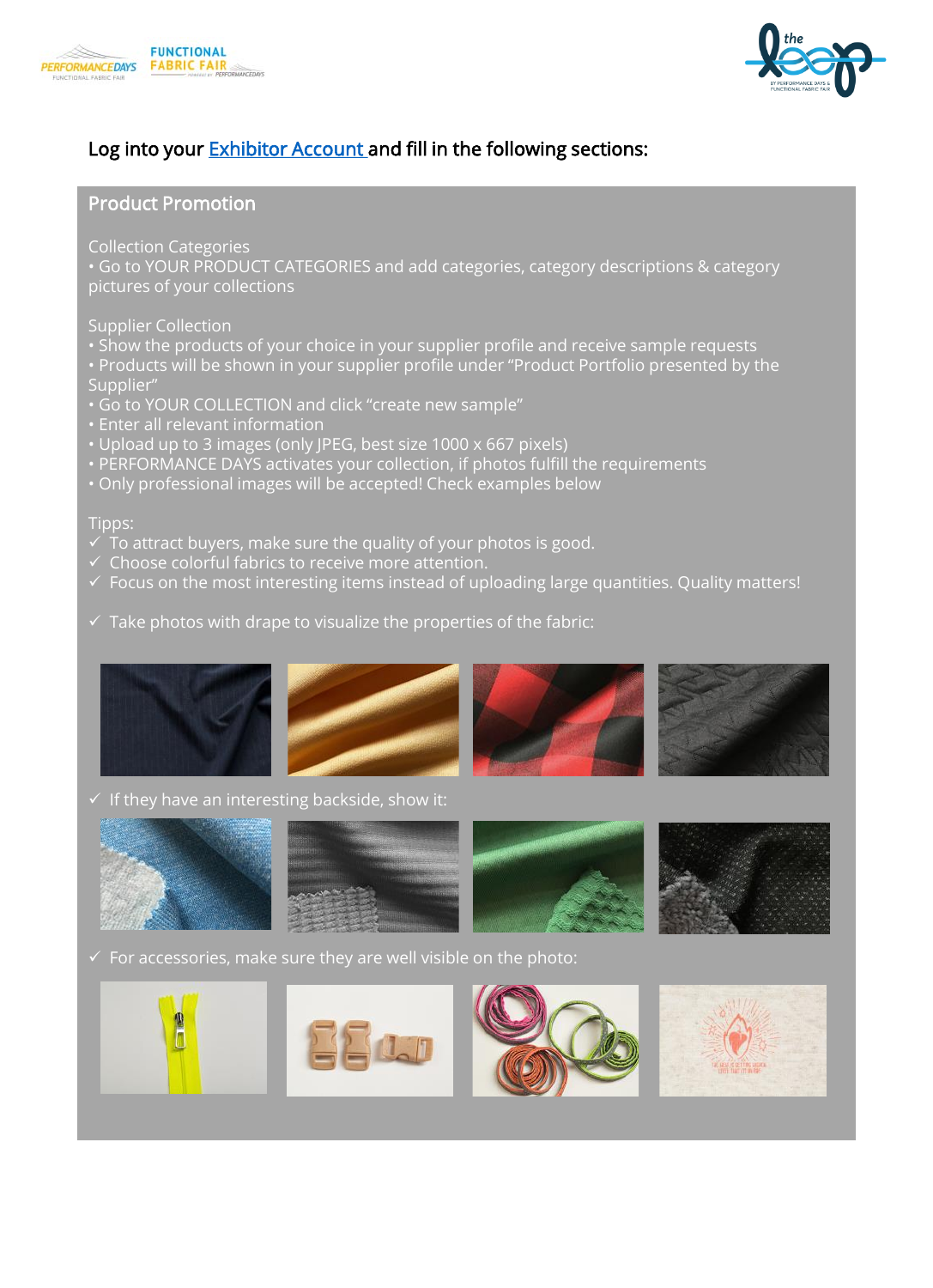Log into your [Exhibitor Account](#) and fill in the following sections:

## Product Promotion

Collection Categories

- Go to YOUR PRODUCT CATEGORIES and add categories, category descriptions & category pictures of your collections

Supplier Collection

- Show the products of your choice in your supplier profile and receive sample requests
- Products will be shown in your supplier profile under "Product Portfolio presented by the Supplier"
- Go to YOUR COLLECTION and click "create new sample"
- Enter all relevant information
- Upload up to 3 images (only JPEG, best size 1000 x 667 pixels)
- PERFORMANCE DAYS activates your collection, if photos fulfill the requirements
- Only professional images will be accepted! Check examples below

Tipps:

- ✓ To attract buyers, make sure the quality of your photos is good.
- ✓ Choose colorful fabrics to receive more attention.
- ✓ Focus on the most interesting items instead of uploading large quantities. Quality matters!
- ✓ Take photos with drape to visualize the properties of the fabric:
- ✓ If they have an interesting backside, show it:
- ✓ For accessories, make sure they are well visible on the photo: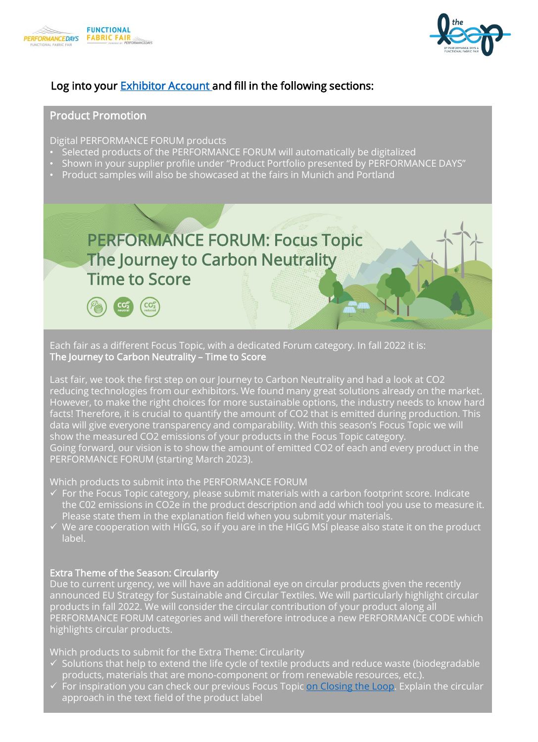Log into your [Exhibitor Account](#) and fill in the following sections:

## Product Promotion

Digital PERFORMANCE FORUM products

- Selected products of the PERFORMANCE FORUM will automatically be digitalized
- Shown in your supplier profile under "Product Portfolio presented by PERFORMANCE DAYS"
- Product samples will also be showcased at the fairs in Munich and Portland

## PERFORMANCE FORUM: Focus Topic The Journey to Carbon Neutrality Time to Score

Each fair as a different Focus Topic, with a dedicated Forum category. In fall 2022 it is:
**The Journey to Carbon Neutrality – Time to Score**

Last fair, we took the first step on our Journey to Carbon Neutrality and had a look at CO2 reducing technologies from our exhibitors. We found many great solutions already on the market. However, to make the right choices for more sustainable options, the industry needs to know hard facts! Therefore, it is crucial to quantify the amount of CO2 that is emitted during production. This data will give everyone transparency and comparability. With this season's Focus Topic we will show the measured CO2 emissions of your products in the Focus Topic category.
Going forward, our vision is to show the amount of emitted CO2 of each and every product in the PERFORMANCE FORUM (starting March 2023).

Which products to submit into the PERFORMANCE FORUM

- ✓ For the Focus Topic category, please submit materials with a carbon footprint score. Indicate the C02 emissions in CO2e in the product description and add which tool you use to measure it. Please state them in the explanation field when you submit your materials.
- ✓ We are cooperation with HIGG, so if you are in the HIGG MSI please also state it on the product label.

### Extra Theme of the Season: Circularity

Due to current urgency, we will have an additional eye on circular products given the recently announced EU Strategy for Sustainable and Circular Textiles. We will particularly highlight circular products in fall 2022. We will consider the circular contribution of your product along all PERFORMANCE FORUM categories and will therefore introduce a new PERFORMANCE CODE which highlights circular products.

Which products to submit for the Extra Theme: Circularity

- ✓ Solutions that help to extend the life cycle of textile products and reduce waste (biodegradable products, materials that are mono-component or from renewable resources, etc.).
- ✓ For inspiration you can check our previous Focus Topic [on Closing the Loop](#). Explain the circular approach in the text field of the product label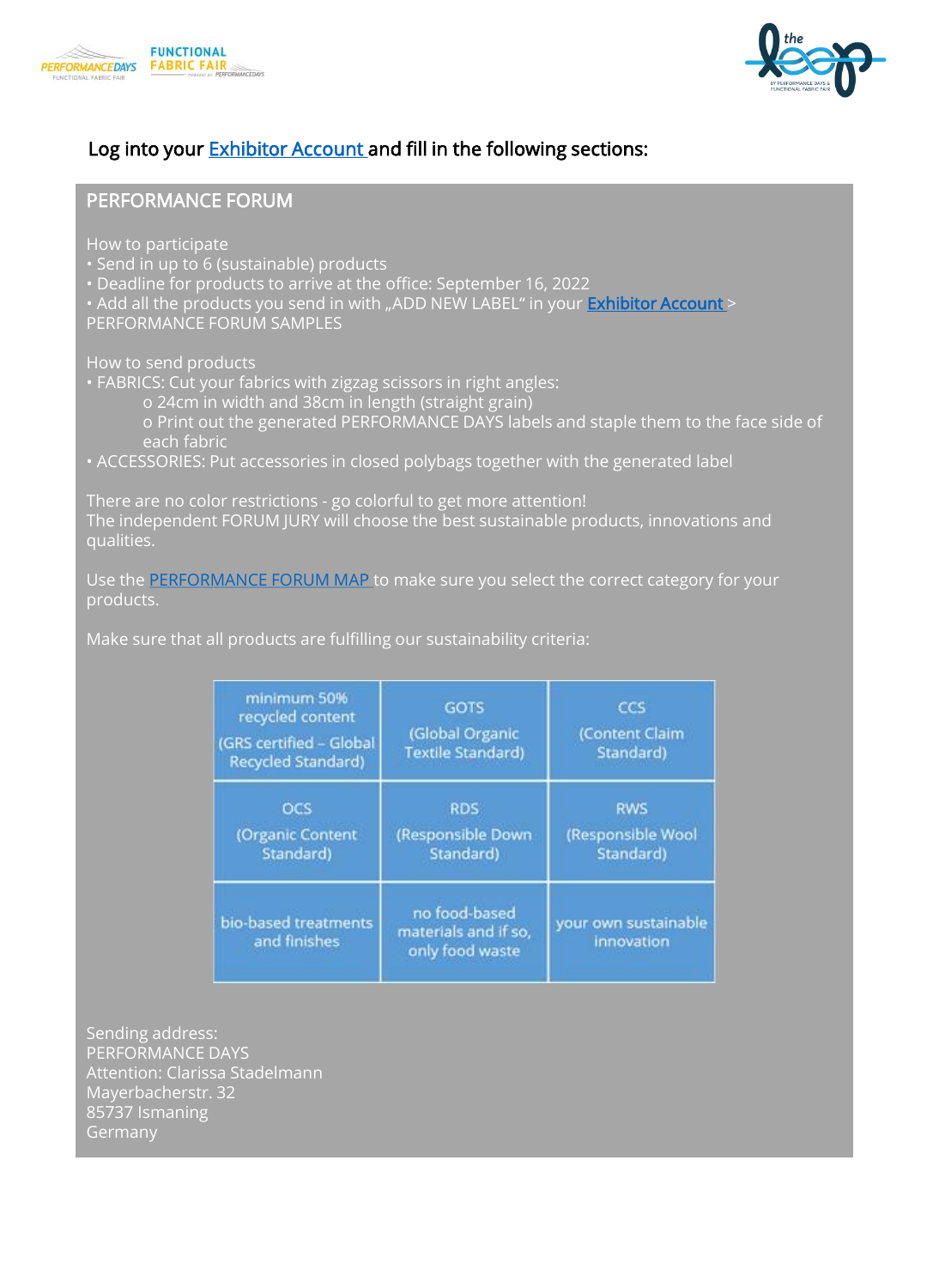Log into your Exhibitor Account and fill in the following sections:

## PERFORMANCE FORUM

How to participate

- Send in up to 6 (sustainable) products
- Deadline for products to arrive at the office: September 16, 2022
- Add all the products you send in with „ADD NEW LABEL" in your Exhibitor Account > PERFORMANCE FORUM SAMPLES

How to send products

- FABRICS: Cut your fabrics with zigzag scissors in right angles:
  - o 24cm in width and 38cm in length (straight grain)
  - o Print out the generated PERFORMANCE DAYS labels and staple them to the face side of each fabric
- ACCESSORIES: Put accessories in closed polybags together with the generated label

There are no color restrictions - go colorful to get more attention!
The independent FORUM JURY will choose the best sustainable products, innovations and qualities.

Use the PERFORMANCE FORUM MAP to make sure you select the correct category for your products.

Make sure that all products are fulfilling our sustainability criteria:

| minimum 50% recycled content (GRS certified – Global Recycled Standard) | GOTS (Global Organic Textile Standard) | CCS (Content Claim Standard) |
|---|---|---|
| OCS (Organic Content Standard) | RDS (Responsible Down Standard) | RWS (Responsible Wool Standard) |
| bio-based treatments and finishes | no food-based materials and if so, only food waste | your own sustainable innovation |

Sending address:
PERFORMANCE DAYS
Attention: Clarissa Stadelmann
Mayerbacherstr. 32
85737 Ismaning
Germany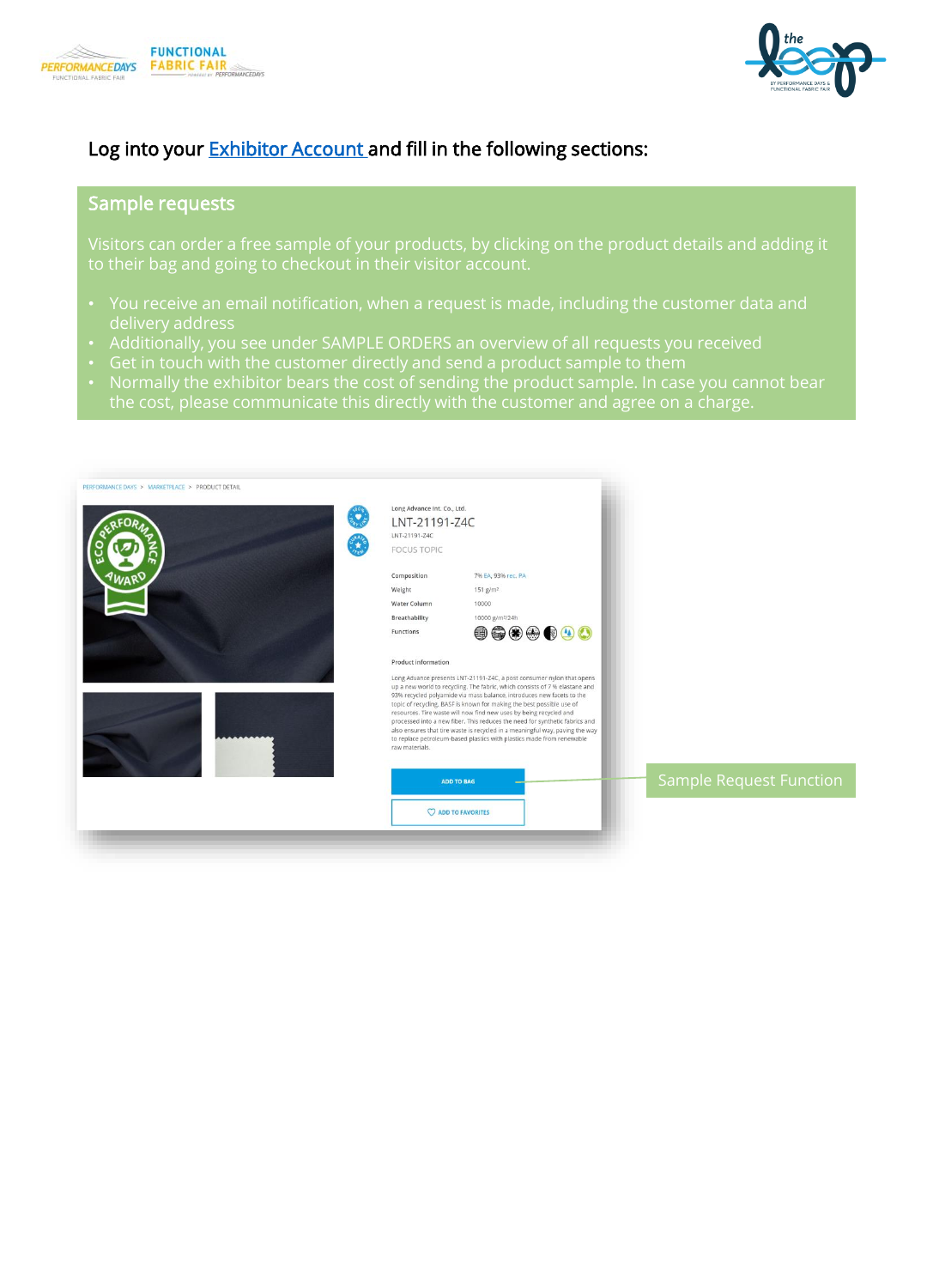Log into your [Exhibitor Account](Exhibitor Account) and fill in the following sections:

## Sample requests

Visitors can order a free sample of your products, by clicking on the product details and adding it to their bag and going to checkout in their visitor account.

- You receive an email notification, when a request is made, including the customer data and delivery address
- Additionally, you see under SAMPLE ORDERS an overview of all requests you received
- Get in touch with the customer directly and send a product sample to them
- Normally the exhibitor bears the cost of sending the product sample. In case you cannot bear the cost, please communicate this directly with the customer and agree on a charge.

Sample Request Function